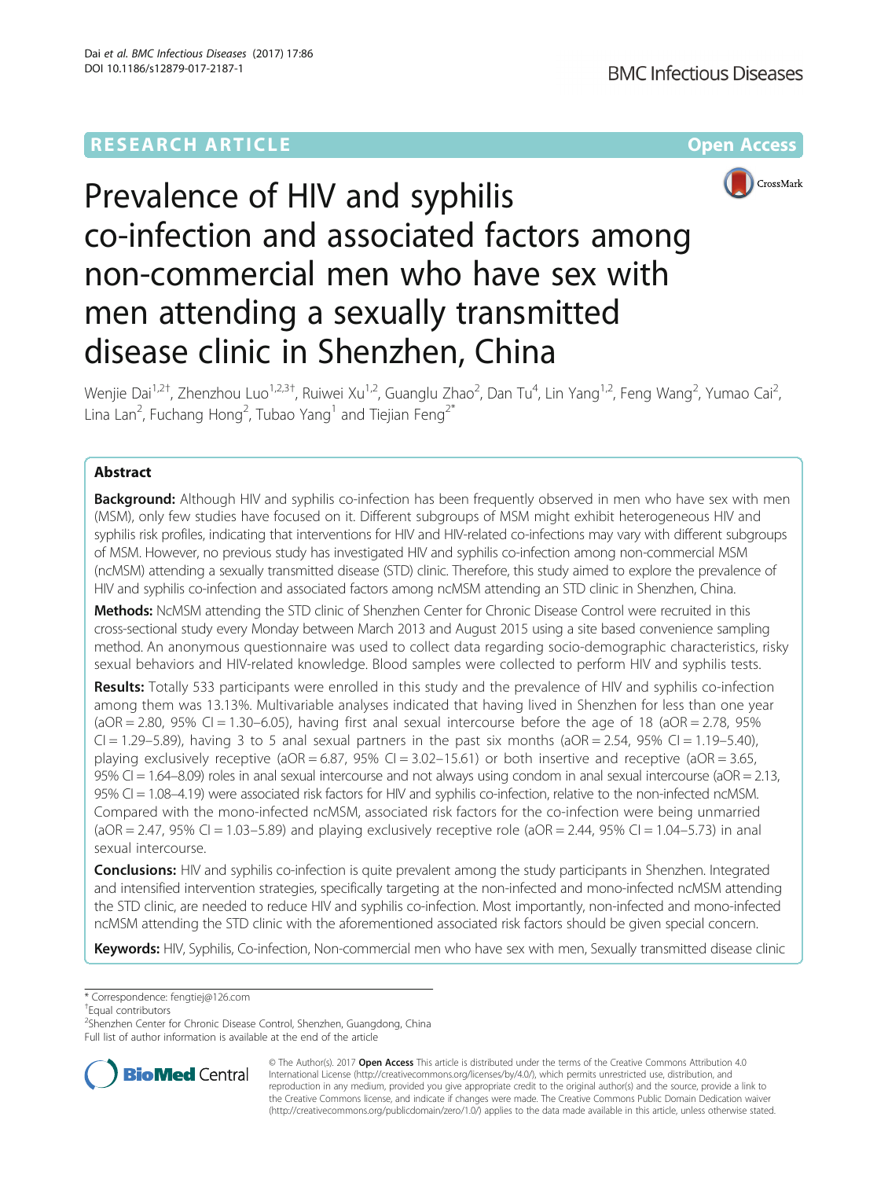RESEARCH ARTICLE

Open Access

# Prevalence of HIV and syphilis co-infection and associated factors among non-commercial men who have sex with men attending a sexually transmitted disease clinic in Shenzhen, China

Wenjie Dai[1,2†], Zhenzhou Luo[1,2,3†], Ruiwei Xu[1,2], Guanglu Zhao[2], Dan Tu[4], Lin Yang[1,2], Feng Wang[2], Yumao Cai[2], Lina Lan[2], Fuchang Hong[2], Tubao Yang[1] and Tiejian Feng[2*]

## Abstract

**Background:** Although HIV and syphilis co-infection has been frequently observed in men who have sex with men (MSM), only few studies have focused on it. Different subgroups of MSM might exhibit heterogeneous HIV and syphilis risk profiles, indicating that interventions for HIV and HIV-related co-infections may vary with different subgroups of MSM. However, no previous study has investigated HIV and syphilis co-infection among non-commercial MSM (ncMSM) attending a sexually transmitted disease (STD) clinic. Therefore, this study aimed to explore the prevalence of HIV and syphilis co-infection and associated factors among ncMSM attending an STD clinic in Shenzhen, China.

**Methods:** NcMSM attending the STD clinic of Shenzhen Center for Chronic Disease Control were recruited in this cross-sectional study every Monday between March 2013 and August 2015 using a site based convenience sampling method. An anonymous questionnaire was used to collect data regarding socio-demographic characteristics, risky sexual behaviors and HIV-related knowledge. Blood samples were collected to perform HIV and syphilis tests.

**Results:** Totally 533 participants were enrolled in this study and the prevalence of HIV and syphilis co-infection among them was 13.13%. Multivariable analyses indicated that having lived in Shenzhen for less than one year (aOR = 2.80, 95% CI = 1.30–6.05), having first anal sexual intercourse before the age of 18 (aOR = 2.78, 95% CI = 1.29–5.89), having 3 to 5 anal sexual partners in the past six months (aOR = 2.54, 95% CI = 1.19–5.40), playing exclusively receptive (aOR = 6.87, 95% CI = 3.02–15.61) or both insertive and receptive (aOR = 3.65, 95% CI = 1.64–8.09) roles in anal sexual intercourse and not always using condom in anal sexual intercourse (aOR = 2.13, 95% CI = 1.08–4.19) were associated risk factors for HIV and syphilis co-infection, relative to the non-infected ncMSM. Compared with the mono-infected ncMSM, associated risk factors for the co-infection were being unmarried (aOR = 2.47, 95% CI = 1.03–5.89) and playing exclusively receptive role (aOR = 2.44, 95% CI = 1.04–5.73) in anal sexual intercourse.

**Conclusions:** HIV and syphilis co-infection is quite prevalent among the study participants in Shenzhen. Integrated and intensified intervention strategies, specifically targeting at the non-infected and mono-infected ncMSM attending the STD clinic, are needed to reduce HIV and syphilis co-infection. Most importantly, non-infected and mono-infected ncMSM attending the STD clinic with the aforementioned associated risk factors should be given special concern.

**Keywords:** HIV, Syphilis, Co-infection, Non-commercial men who have sex with men, Sexually transmitted disease clinic

\* Correspondence: fengtiej@126.com

†Equal contributors

[2]Shenzhen Center for Chronic Disease Control, Shenzhen, Guangdong, China

Full list of author information is available at the end of the article

© The Author(s). 2017 **Open Access** This article is distributed under the terms of the Creative Commons Attribution 4.0 International License (http://creativecommons.org/licenses/by/4.0/), which permits unrestricted use, distribution, and reproduction in any medium, provided you give appropriate credit to the original author(s) and the source, provide a link to the Creative Commons license, and indicate if changes were made. The Creative Commons Public Domain Dedication waiver (http://creativecommons.org/publicdomain/zero/1.0/) applies to the data made available in this article, unless otherwise stated.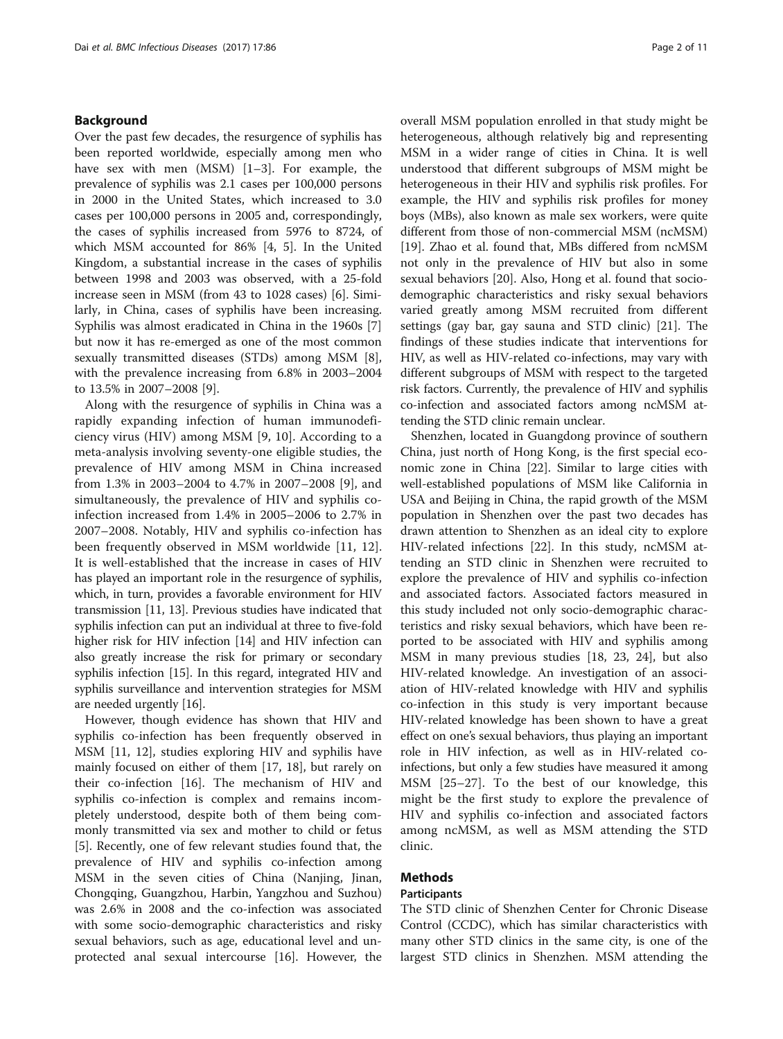## Background

Over the past few decades, the resurgence of syphilis has been reported worldwide, especially among men who have sex with men (MSM) [1–3]. For example, the prevalence of syphilis was 2.1 cases per 100,000 persons in 2000 in the United States, which increased to 3.0 cases per 100,000 persons in 2005 and, correspondingly, the cases of syphilis increased from 5976 to 8724, of which MSM accounted for 86% [4, 5]. In the United Kingdom, a substantial increase in the cases of syphilis between 1998 and 2003 was observed, with a 25-fold increase seen in MSM (from 43 to 1028 cases) [6]. Similarly, in China, cases of syphilis have been increasing. Syphilis was almost eradicated in China in the 1960s [7] but now it has re-emerged as one of the most common sexually transmitted diseases (STDs) among MSM [8], with the prevalence increasing from 6.8% in 2003–2004 to 13.5% in 2007–2008 [9].

Along with the resurgence of syphilis in China was a rapidly expanding infection of human immunodeficiency virus (HIV) among MSM [9, 10]. According to a meta-analysis involving seventy-one eligible studies, the prevalence of HIV among MSM in China increased from 1.3% in 2003–2004 to 4.7% in 2007–2008 [9], and simultaneously, the prevalence of HIV and syphilis co-infection increased from 1.4% in 2005–2006 to 2.7% in 2007–2008. Notably, HIV and syphilis co-infection has been frequently observed in MSM worldwide [11, 12]. It is well-established that the increase in cases of HIV has played an important role in the resurgence of syphilis, which, in turn, provides a favorable environment for HIV transmission [11, 13]. Previous studies have indicated that syphilis infection can put an individual at three to five-fold higher risk for HIV infection [14] and HIV infection can also greatly increase the risk for primary or secondary syphilis infection [15]. In this regard, integrated HIV and syphilis surveillance and intervention strategies for MSM are needed urgently [16].

However, though evidence has shown that HIV and syphilis co-infection has been frequently observed in MSM [11, 12], studies exploring HIV and syphilis have mainly focused on either of them [17, 18], but rarely on their co-infection [16]. The mechanism of HIV and syphilis co-infection is complex and remains incompletely understood, despite both of them being commonly transmitted via sex and mother to child or fetus [5]. Recently, one of few relevant studies found that, the prevalence of HIV and syphilis co-infection among MSM in the seven cities of China (Nanjing, Jinan, Chongqing, Guangzhou, Harbin, Yangzhou and Suzhou) was 2.6% in 2008 and the co-infection was associated with some socio-demographic characteristics and risky sexual behaviors, such as age, educational level and unprotected anal sexual intercourse [16]. However, the overall MSM population enrolled in that study might be heterogeneous, although relatively big and representing MSM in a wider range of cities in China. It is well understood that different subgroups of MSM might be heterogeneous in their HIV and syphilis risk profiles. For example, the HIV and syphilis risk profiles for money boys (MBs), also known as male sex workers, were quite different from those of non-commercial MSM (ncMSM) [19]. Zhao et al. found that, MBs differed from ncMSM not only in the prevalence of HIV but also in some sexual behaviors [20]. Also, Hong et al. found that socio-demographic characteristics and risky sexual behaviors varied greatly among MSM recruited from different settings (gay bar, gay sauna and STD clinic) [21]. The findings of these studies indicate that interventions for HIV, as well as HIV-related co-infections, may vary with different subgroups of MSM with respect to the targeted risk factors. Currently, the prevalence of HIV and syphilis co-infection and associated factors among ncMSM attending the STD clinic remain unclear.

Shenzhen, located in Guangdong province of southern China, just north of Hong Kong, is the first special economic zone in China [22]. Similar to large cities with well-established populations of MSM like California in USA and Beijing in China, the rapid growth of the MSM population in Shenzhen over the past two decades has drawn attention to Shenzhen as an ideal city to explore HIV-related infections [22]. In this study, ncMSM attending an STD clinic in Shenzhen were recruited to explore the prevalence of HIV and syphilis co-infection and associated factors. Associated factors measured in this study included not only socio-demographic characteristics and risky sexual behaviors, which have been reported to be associated with HIV and syphilis among MSM in many previous studies [18, 23, 24], but also HIV-related knowledge. An investigation of an association of HIV-related knowledge with HIV and syphilis co-infection in this study is very important because HIV-related knowledge has been shown to have a great effect on one's sexual behaviors, thus playing an important role in HIV infection, as well as in HIV-related co-infections, but only a few studies have measured it among MSM [25–27]. To the best of our knowledge, this might be the first study to explore the prevalence of HIV and syphilis co-infection and associated factors among ncMSM, as well as MSM attending the STD clinic.

## Methods

### Participants

The STD clinic of Shenzhen Center for Chronic Disease Control (CCDC), which has similar characteristics with many other STD clinics in the same city, is one of the largest STD clinics in Shenzhen. MSM attending the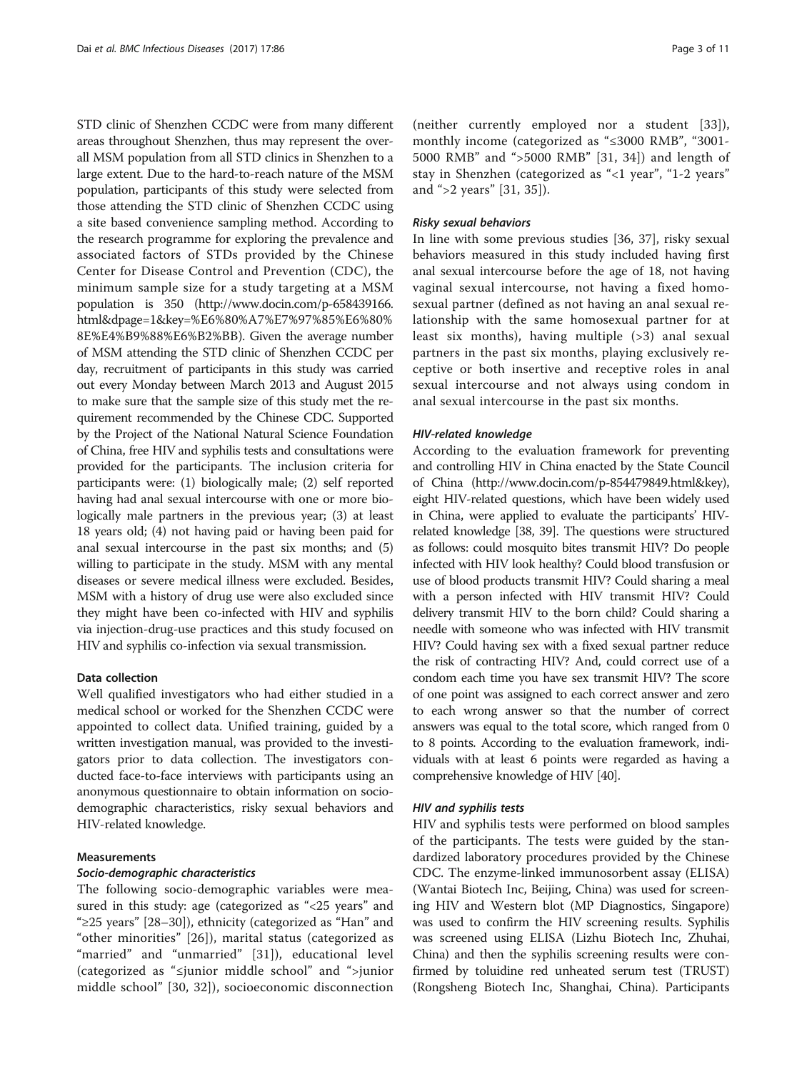STD clinic of Shenzhen CCDC were from many different areas throughout Shenzhen, thus may represent the overall MSM population from all STD clinics in Shenzhen to a large extent. Due to the hard-to-reach nature of the MSM population, participants of this study were selected from those attending the STD clinic of Shenzhen CCDC using a site based convenience sampling method. According to the research programme for exploring the prevalence and associated factors of STDs provided by the Chinese Center for Disease Control and Prevention (CDC), the minimum sample size for a study targeting at a MSM population is 350 (http://www.docin.com/p-658439166.html&dpage=1&key=%E6%80%A7%E7%97%85%E6%80%8E%E4%B9%88%E6%B2%BB). Given the average number of MSM attending the STD clinic of Shenzhen CCDC per day, recruitment of participants in this study was carried out every Monday between March 2013 and August 2015 to make sure that the sample size of this study met the requirement recommended by the Chinese CDC. Supported by the Project of the National Natural Science Foundation of China, free HIV and syphilis tests and consultations were provided for the participants. The inclusion criteria for participants were: (1) biologically male; (2) self reported having had anal sexual intercourse with one or more biologically male partners in the previous year; (3) at least 18 years old; (4) not having paid or having been paid for anal sexual intercourse in the past six months; and (5) willing to participate in the study. MSM with any mental diseases or severe medical illness were excluded. Besides, MSM with a history of drug use were also excluded since they might have been co-infected with HIV and syphilis via injection-drug-use practices and this study focused on HIV and syphilis co-infection via sexual transmission.

### Data collection

Well qualified investigators who had either studied in a medical school or worked for the Shenzhen CCDC were appointed to collect data. Unified training, guided by a written investigation manual, was provided to the investigators prior to data collection. The investigators conducted face-to-face interviews with participants using an anonymous questionnaire to obtain information on socio-demographic characteristics, risky sexual behaviors and HIV-related knowledge.

### Measurements

#### Socio-demographic characteristics

The following socio-demographic variables were measured in this study: age (categorized as "<25 years" and "≥25 years" [28–30]), ethnicity (categorized as "Han" and "other minorities" [26]), marital status (categorized as "married" and "unmarried" [31]), educational level (categorized as "≤junior middle school" and ">junior middle school" [30, 32]), socioeconomic disconnection (neither currently employed nor a student [33]), monthly income (categorized as "≤3000 RMB", "3001-5000 RMB" and ">5000 RMB" [31, 34]) and length of stay in Shenzhen (categorized as "<1 year", "1-2 years" and ">2 years" [31, 35]).

#### Risky sexual behaviors

In line with some previous studies [36, 37], risky sexual behaviors measured in this study included having first anal sexual intercourse before the age of 18, not having vaginal sexual intercourse, not having a fixed homosexual partner (defined as not having an anal sexual relationship with the same homosexual partner for at least six months), having multiple (>3) anal sexual partners in the past six months, playing exclusively receptive or both insertive and receptive roles in anal sexual intercourse and not always using condom in anal sexual intercourse in the past six months.

#### HIV-related knowledge

According to the evaluation framework for preventing and controlling HIV in China enacted by the State Council of China (http://www.docin.com/p-854479849.html&key), eight HIV-related questions, which have been widely used in China, were applied to evaluate the participants' HIV-related knowledge [38, 39]. The questions were structured as follows: could mosquito bites transmit HIV? Do people infected with HIV look healthy? Could blood transfusion or use of blood products transmit HIV? Could sharing a meal with a person infected with HIV transmit HIV? Could delivery transmit HIV to the born child? Could sharing a needle with someone who was infected with HIV transmit HIV? Could having sex with a fixed sexual partner reduce the risk of contracting HIV? And, could correct use of a condom each time you have sex transmit HIV? The score of one point was assigned to each correct answer and zero to each wrong answer so that the number of correct answers was equal to the total score, which ranged from 0 to 8 points. According to the evaluation framework, individuals with at least 6 points were regarded as having a comprehensive knowledge of HIV [40].

#### HIV and syphilis tests

HIV and syphilis tests were performed on blood samples of the participants. The tests were guided by the standardized laboratory procedures provided by the Chinese CDC. The enzyme-linked immunosorbent assay (ELISA) (Wantai Biotech Inc, Beijing, China) was used for screening HIV and Western blot (MP Diagnostics, Singapore) was used to confirm the HIV screening results. Syphilis was screened using ELISA (Lizhu Biotech Inc, Zhuhai, China) and then the syphilis screening results were confirmed by toluidine red unheated serum test (TRUST) (Rongsheng Biotech Inc, Shanghai, China). Participants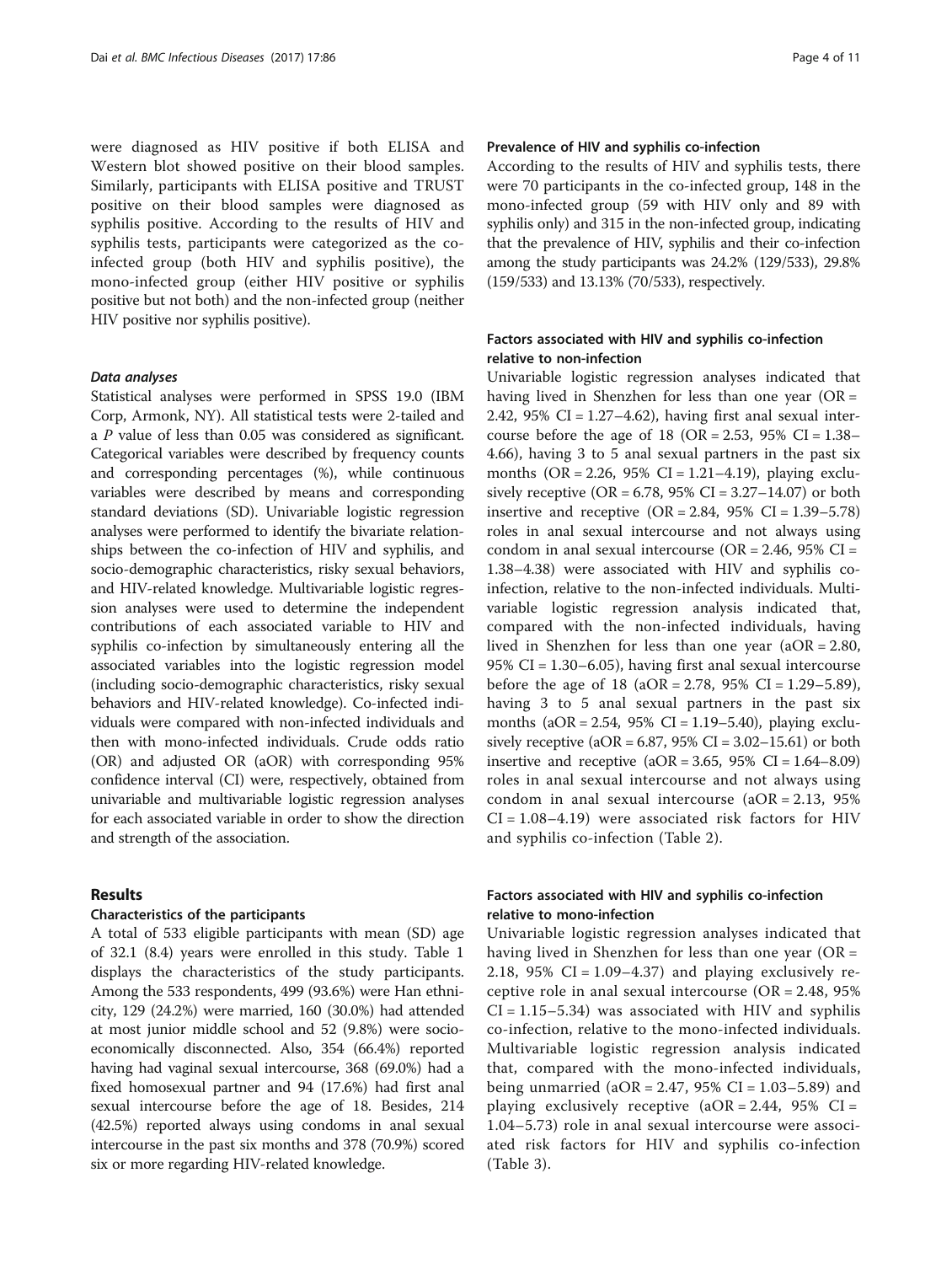were diagnosed as HIV positive if both ELISA and Western blot showed positive on their blood samples. Similarly, participants with ELISA positive and TRUST positive on their blood samples were diagnosed as syphilis positive. According to the results of HIV and syphilis tests, participants were categorized as the co-infected group (both HIV and syphilis positive), the mono-infected group (either HIV positive or syphilis positive but not both) and the non-infected group (neither HIV positive nor syphilis positive).

#### *Data analyses*

Statistical analyses were performed in SPSS 19.0 (IBM Corp, Armonk, NY). All statistical tests were 2-tailed and a $P$ value of less than 0.05 was considered as significant. Categorical variables were described by frequency counts and corresponding percentages (%), while continuous variables were described by means and corresponding standard deviations (SD). Univariable logistic regression analyses were performed to identify the bivariate relationships between the co-infection of HIV and syphilis, and socio-demographic characteristics, risky sexual behaviors, and HIV-related knowledge. Multivariable logistic regression analyses were used to determine the independent contributions of each associated variable to HIV and syphilis co-infection by simultaneously entering all the associated variables into the logistic regression model (including socio-demographic characteristics, risky sexual behaviors and HIV-related knowledge). Co-infected individuals were compared with non-infected individuals and then with mono-infected individuals. Crude odds ratio (OR) and adjusted OR (aOR) with corresponding 95% confidence interval (CI) were, respectively, obtained from univariable and multivariable logistic regression analyses for each associated variable in order to show the direction and strength of the association.

## Results

### Characteristics of the participants

A total of 533 eligible participants with mean (SD) age of 32.1 (8.4) years were enrolled in this study. Table 1 displays the characteristics of the study participants. Among the 533 respondents, 499 (93.6%) were Han ethnicity, 129 (24.2%) were married, 160 (30.0%) had attended at most junior middle school and 52 (9.8%) were socio-economically disconnected. Also, 354 (66.4%) reported having had vaginal sexual intercourse, 368 (69.0%) had a fixed homosexual partner and 94 (17.6%) had first anal sexual intercourse before the age of 18. Besides, 214 (42.5%) reported always using condoms in anal sexual intercourse in the past six months and 378 (70.9%) scored six or more regarding HIV-related knowledge.

### Prevalence of HIV and syphilis co-infection

According to the results of HIV and syphilis tests, there were 70 participants in the co-infected group, 148 in the mono-infected group (59 with HIV only and 89 with syphilis only) and 315 in the non-infected group, indicating that the prevalence of HIV, syphilis and their co-infection among the study participants was 24.2% (129/533), 29.8% (159/533) and 13.13% (70/533), respectively.

### Factors associated with HIV and syphilis co-infection relative to non-infection

Univariable logistic regression analyses indicated that having lived in Shenzhen for less than one year (OR = 2.42, 95% CI = 1.27–4.62), having first anal sexual intercourse before the age of 18 (OR = 2.53, 95% CI = 1.38–4.66), having 3 to 5 anal sexual partners in the past six months (OR = 2.26, 95% CI = 1.21–4.19), playing exclusively receptive (OR = 6.78, 95% CI = 3.27–14.07) or both insertive and receptive (OR = 2.84, 95% CI = 1.39–5.78) roles in anal sexual intercourse and not always using condom in anal sexual intercourse (OR = 2.46, 95% CI = 1.38–4.38) were associated with HIV and syphilis co-infection, relative to the non-infected individuals. Multivariable logistic regression analysis indicated that, compared with the non-infected individuals, having lived in Shenzhen for less than one year (aOR = 2.80, 95% CI = 1.30–6.05), having first anal sexual intercourse before the age of 18 (aOR = 2.78, 95% CI = 1.29–5.89), having 3 to 5 anal sexual partners in the past six months (aOR = 2.54, 95% CI = 1.19–5.40), playing exclusively receptive (aOR = 6.87, 95% CI = 3.02–15.61) or both insertive and receptive (aOR = 3.65, 95% CI = 1.64–8.09) roles in anal sexual intercourse and not always using condom in anal sexual intercourse (aOR = 2.13, 95% CI = 1.08–4.19) were associated risk factors for HIV and syphilis co-infection (Table 2).

### Factors associated with HIV and syphilis co-infection relative to mono-infection

Univariable logistic regression analyses indicated that having lived in Shenzhen for less than one year (OR = 2.18, 95% CI = 1.09–4.37) and playing exclusively receptive role in anal sexual intercourse (OR = 2.48, 95% CI = 1.15–5.34) was associated with HIV and syphilis co-infection, relative to the mono-infected individuals. Multivariable logistic regression analysis indicated that, compared with the mono-infected individuals, being unmarried (aOR = 2.47, 95% CI = 1.03–5.89) and playing exclusively receptive (aOR = 2.44, 95% CI = 1.04–5.73) role in anal sexual intercourse were associated risk factors for HIV and syphilis co-infection (Table 3).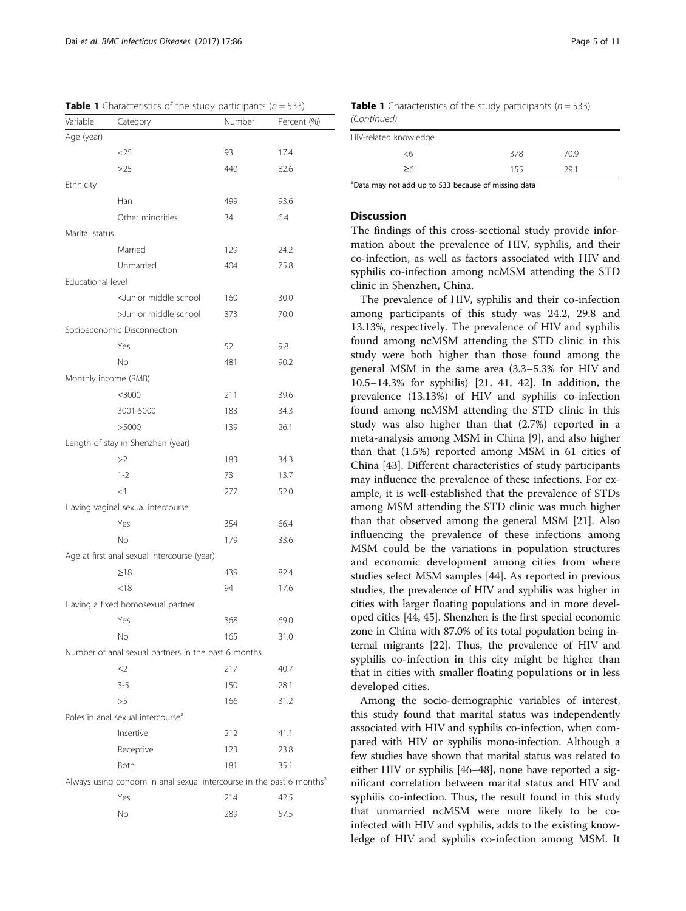**Table 1** Characteristics of the study participants ($n = 533$)

| Variable | Category | Number | Percent (%) |
|---|---|---|---|
| Age (year) | | | |
| | <25 | 93 | 17.4 |
| | ≥25 | 440 | 82.6 |
| Ethnicity | | | |
| | Han | 499 | 93.6 |
| | Other minorities | 34 | 6.4 |
| Marital status | | | |
| | Married | 129 | 24.2 |
| | Unmarried | 404 | 75.8 |
| Educational level | | | |
| | ≤Junior middle school | 160 | 30.0 |
| | >Junior middle school | 373 | 70.0 |
| Socioeconomic Disconnection | | | |
| | Yes | 52 | 9.8 |
| | No | 481 | 90.2 |
| Monthly income (RMB) | | | |
| | ≤3000 | 211 | 39.6 |
| | 3001-5000 | 183 | 34.3 |
| | >5000 | 139 | 26.1 |
| Length of stay in Shenzhen (year) | | | |
| | >2 | 183 | 34.3 |
| | 1-2 | 73 | 13.7 |
| | <1 | 277 | 52.0 |
| Having vaginal sexual intercourse | | | |
| | Yes | 354 | 66.4 |
| | No | 179 | 33.6 |
| Age at first anal sexual intercourse (year) | | | |
| | ≥18 | 439 | 82.4 |
| | <18 | 94 | 17.6 |
| Having a fixed homosexual partner | | | |
| | Yes | 368 | 69.0 |
| | No | 165 | 31.0 |
| Number of anal sexual partners in the past 6 months | | | |
| | ≤2 | 217 | 40.7 |
| | 3-5 | 150 | 28.1 |
| | >5 | 166 | 31.2 |
| Roles in anal sexual intercourse[a] | | | |
| | Insertive | 212 | 41.1 |
| | Receptive | 123 | 23.8 |
| | Both | 181 | 35.1 |
| Always using condom in anal sexual intercourse in the past 6 months[a] | | | |
| | Yes | 214 | 42.5 |
| | No | 289 | 57.5 |
| HIV-related knowledge | | | |
| | <6 | 378 | 70.9 |
| | ≥6 | 155 | 29.1 |

[a]Data may not add up to 533 because of missing data

## Discussion

The findings of this cross-sectional study provide information about the prevalence of HIV, syphilis, and their co-infection, as well as factors associated with HIV and syphilis co-infection among ncMSM attending the STD clinic in Shenzhen, China.

The prevalence of HIV, syphilis and their co-infection among participants of this study was 24.2, 29.8 and 13.13%, respectively. The prevalence of HIV and syphilis found among ncMSM attending the STD clinic in this study were both higher than those found among the general MSM in the same area (3.3–5.3% for HIV and 10.5–14.3% for syphilis) [21, 41, 42]. In addition, the prevalence (13.13%) of HIV and syphilis co-infection found among ncMSM attending the STD clinic in this study was also higher than that (2.7%) reported in a meta-analysis among MSM in China [9], and also higher than that (1.5%) reported among MSM in 61 cities of China [43]. Different characteristics of study participants may influence the prevalence of these infections. For example, it is well-established that the prevalence of STDs among MSM attending the STD clinic was much higher than that observed among the general MSM [21]. Also influencing the prevalence of these infections among MSM could be the variations in population structures and economic development among cities from where studies select MSM samples [44]. As reported in previous studies, the prevalence of HIV and syphilis was higher in cities with larger floating populations and in more developed cities [44, 45]. Shenzhen is the first special economic zone in China with 87.0% of its total population being internal migrants [22]. Thus, the prevalence of HIV and syphilis co-infection in this city might be higher than that in cities with smaller floating populations or in less developed cities.

Among the socio-demographic variables of interest, this study found that marital status was independently associated with HIV and syphilis co-infection, when compared with HIV or syphilis mono-infection. Although a few studies have shown that marital status was related to either HIV or syphilis [46–48], none have reported a significant correlation between marital status and HIV and syphilis co-infection. Thus, the result found in this study that unmarried ncMSM were more likely to be co-infected with HIV and syphilis, adds to the existing knowledge of HIV and syphilis co-infection among MSM. It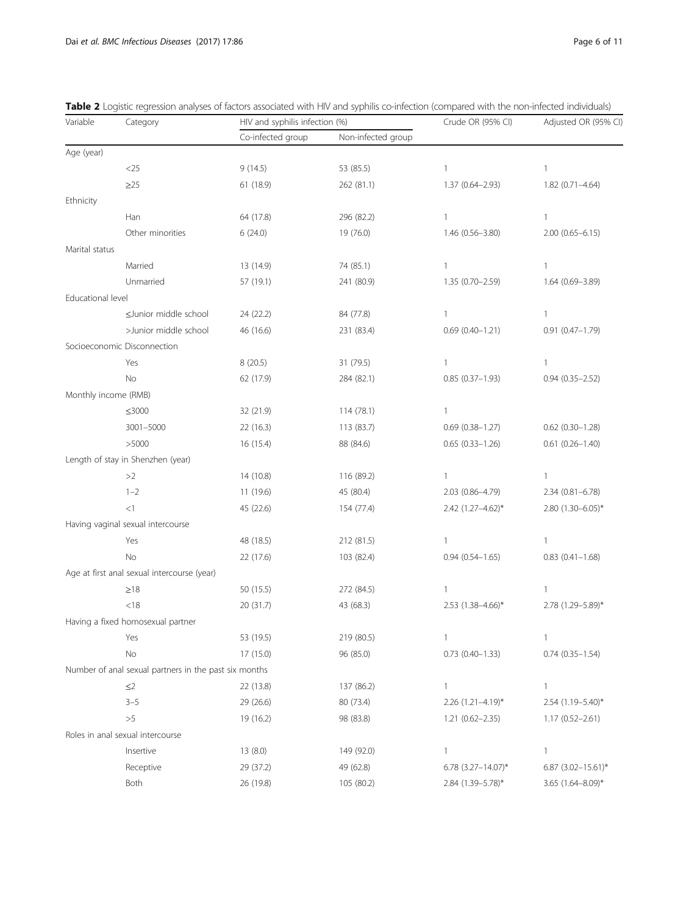**Table 2** Logistic regression analyses of factors associated with HIV and syphilis co-infection (compared with the non-infected individuals)

| Variable | Category | HIV and syphilis infection (%) | | Crude OR (95% CI) | Adjusted OR (95% CI) |
|---|---|---|---|---|---|
| | | Co-infected group | Non-infected group | | |
| Age (year) | | | | | |
| | <25 | 9 (14.5) | 53 (85.5) | 1 | 1 |
| | ≥25 | 61 (18.9) | 262 (81.1) | 1.37 (0.64–2.93) | 1.82 (0.71–4.64) |
| Ethnicity | | | | | |
| | Han | 64 (17.8) | 296 (82.2) | 1 | 1 |
| | Other minorities | 6 (24.0) | 19 (76.0) | 1.46 (0.56–3.80) | 2.00 (0.65–6.15) |
| Marital status | | | | | |
| | Married | 13 (14.9) | 74 (85.1) | 1 | 1 |
| | Unmarried | 57 (19.1) | 241 (80.9) | 1.35 (0.70–2.59) | 1.64 (0.69–3.89) |
| Educational level | | | | | |
| | ≤Junior middle school | 24 (22.2) | 84 (77.8) | 1 | 1 |
| | >Junior middle school | 46 (16.6) | 231 (83.4) | 0.69 (0.40–1.21) | 0.91 (0.47–1.79) |
| Socioeconomic Disconnection | | | | | |
| | Yes | 8 (20.5) | 31 (79.5) | 1 | 1 |
| | No | 62 (17.9) | 284 (82.1) | 0.85 (0.37–1.93) | 0.94 (0.35–2.52) |
| Monthly income (RMB) | | | | | |
| | ≤3000 | 32 (21.9) | 114 (78.1) | 1 | |
| | 3001–5000 | 22 (16.3) | 113 (83.7) | 0.69 (0.38–1.27) | 0.62 (0.30–1.28) |
| | >5000 | 16 (15.4) | 88 (84.6) | 0.65 (0.33–1.26) | 0.61 (0.26–1.40) |
| Length of stay in Shenzhen (year) | | | | | |
| | >2 | 14 (10.8) | 116 (89.2) | 1 | 1 |
| | 1–2 | 11 (19.6) | 45 (80.4) | 2.03 (0.86–4.79) | 2.34 (0.81–6.78) |
| | <1 | 45 (22.6) | 154 (77.4) | 2.42 (1.27–4.62)* | 2.80 (1.30–6.05)* |
| Having vaginal sexual intercourse | | | | | |
| | Yes | 48 (18.5) | 212 (81.5) | 1 | 1 |
| | No | 22 (17.6) | 103 (82.4) | 0.94 (0.54–1.65) | 0.83 (0.41–1.68) |
| Age at first anal sexual intercourse (year) | | | | | |
| | ≥18 | 50 (15.5) | 272 (84.5) | 1 | 1 |
| | <18 | 20 (31.7) | 43 (68.3) | 2.53 (1.38–4.66)* | 2.78 (1.29–5.89)* |
| Having a fixed homosexual partner | | | | | |
| | Yes | 53 (19.5) | 219 (80.5) | 1 | 1 |
| | No | 17 (15.0) | 96 (85.0) | 0.73 (0.40–1.33) | 0.74 (0.35–1.54) |
| Number of anal sexual partners in the past six months | | | | | |
| | ≤2 | 22 (13.8) | 137 (86.2) | 1 | 1 |
| | 3–5 | 29 (26.6) | 80 (73.4) | 2.26 (1.21–4.19)* | 2.54 (1.19–5.40)* |
| | >5 | 19 (16.2) | 98 (83.8) | 1.21 (0.62–2.35) | 1.17 (0.52–2.61) |
| Roles in anal sexual intercourse | | | | | |
| | Insertive | 13 (8.0) | 149 (92.0) | 1 | 1 |
| | Receptive | 29 (37.2) | 49 (62.8) | 6.78 (3.27–14.07)* | 6.87 (3.02–15.61)* |
| | Both | 26 (19.8) | 105 (80.2) | 2.84 (1.39–5.78)* | 3.65 (1.64–8.09)* |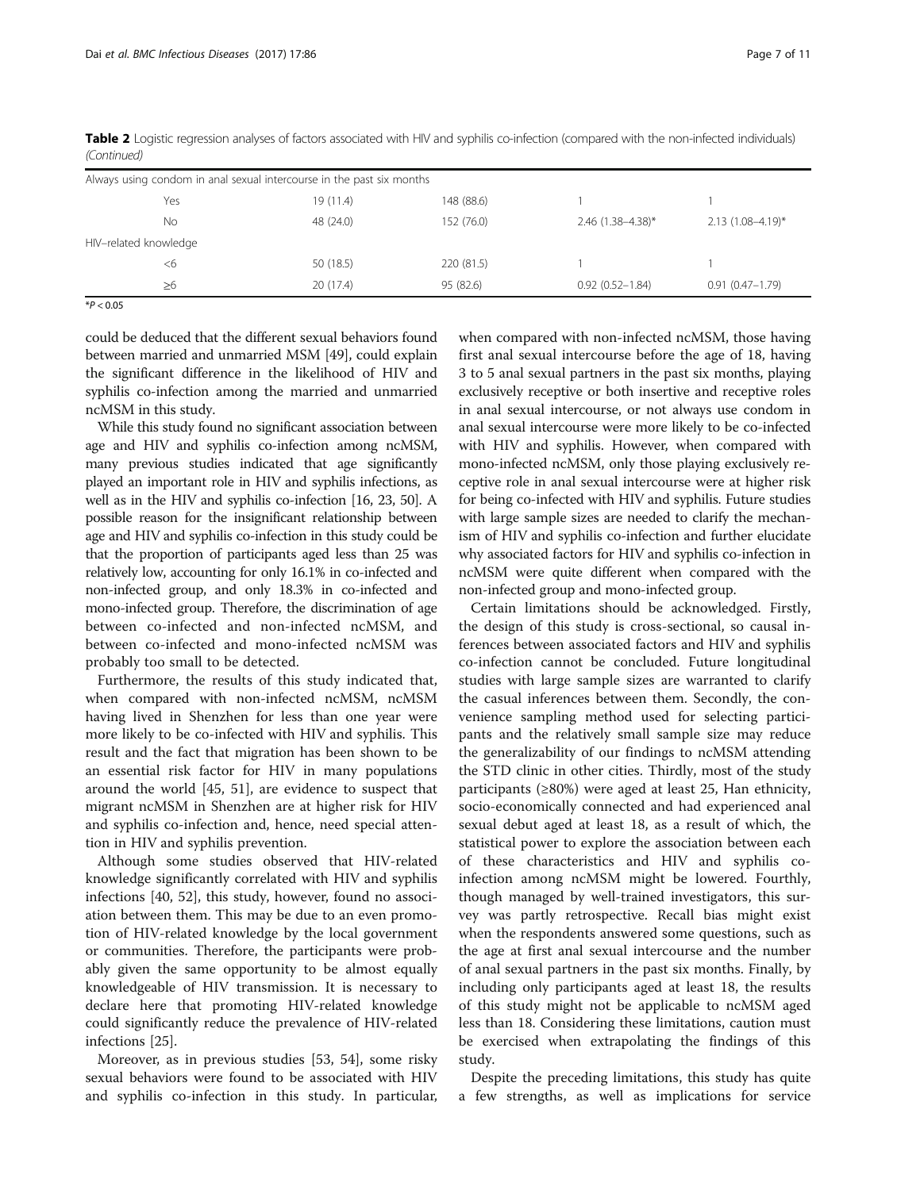Table 2 Logistic regression analyses of factors associated with HIV and syphilis co-infection (compared with the non-infected individuals) (Continued)

| | | | | |
|---|---|---|---|---|
| Always using condom in anal sexual intercourse in the past six months | | | | |
| Yes | 19 (11.4) | 148 (88.6) | 1 | 1 |
| No | 48 (24.0) | 152 (76.0) | 2.46 (1.38–4.38)* | 2.13 (1.08–4.19)* |
| HIV–related knowledge | | | | |
| <6 | 50 (18.5) | 220 (81.5) | 1 | 1 |
| ≥6 | 20 (17.4) | 95 (82.6) | 0.92 (0.52–1.84) | 0.91 (0.47–1.79) |

*$P < 0.05$

could be deduced that the different sexual behaviors found between married and unmarried MSM [49], could explain the significant difference in the likelihood of HIV and syphilis co-infection among the married and unmarried ncMSM in this study.

While this study found no significant association between age and HIV and syphilis co-infection among ncMSM, many previous studies indicated that age significantly played an important role in HIV and syphilis infections, as well as in the HIV and syphilis co-infection [16, 23, 50]. A possible reason for the insignificant relationship between age and HIV and syphilis co-infection in this study could be that the proportion of participants aged less than 25 was relatively low, accounting for only 16.1% in co-infected and non-infected group, and only 18.3% in co-infected and mono-infected group. Therefore, the discrimination of age between co-infected and non-infected ncMSM, and between co-infected and mono-infected ncMSM was probably too small to be detected.

Furthermore, the results of this study indicated that, when compared with non-infected ncMSM, ncMSM having lived in Shenzhen for less than one year were more likely to be co-infected with HIV and syphilis. This result and the fact that migration has been shown to be an essential risk factor for HIV in many populations around the world [45, 51], are evidence to suspect that migrant ncMSM in Shenzhen are at higher risk for HIV and syphilis co-infection and, hence, need special attention in HIV and syphilis prevention.

Although some studies observed that HIV-related knowledge significantly correlated with HIV and syphilis infections [40, 52], this study, however, found no association between them. This may be due to an even promotion of HIV-related knowledge by the local government or communities. Therefore, the participants were probably given the same opportunity to be almost equally knowledgeable of HIV transmission. It is necessary to declare here that promoting HIV-related knowledge could significantly reduce the prevalence of HIV-related infections [25].

Moreover, as in previous studies [53, 54], some risky sexual behaviors were found to be associated with HIV and syphilis co-infection in this study. In particular, when compared with non-infected ncMSM, those having first anal sexual intercourse before the age of 18, having 3 to 5 anal sexual partners in the past six months, playing exclusively receptive or both insertive and receptive roles in anal sexual intercourse, or not always use condom in anal sexual intercourse were more likely to be co-infected with HIV and syphilis. However, when compared with mono-infected ncMSM, only those playing exclusively receptive role in anal sexual intercourse were at higher risk for being co-infected with HIV and syphilis. Future studies with large sample sizes are needed to clarify the mechanism of HIV and syphilis co-infection and further elucidate why associated factors for HIV and syphilis co-infection in ncMSM were quite different when compared with the non-infected group and mono-infected group.

Certain limitations should be acknowledged. Firstly, the design of this study is cross-sectional, so causal inferences between associated factors and HIV and syphilis co-infection cannot be concluded. Future longitudinal studies with large sample sizes are warranted to clarify the casual inferences between them. Secondly, the convenience sampling method used for selecting participants and the relatively small sample size may reduce the generalizability of our findings to ncMSM attending the STD clinic in other cities. Thirdly, most of the study participants (≥80%) were aged at least 25, Han ethnicity, socio-economically connected and had experienced anal sexual debut aged at least 18, as a result of which, the statistical power to explore the association between each of these characteristics and HIV and syphilis co-infection among ncMSM might be lowered. Fourthly, though managed by well-trained investigators, this survey was partly retrospective. Recall bias might exist when the respondents answered some questions, such as the age at first anal sexual intercourse and the number of anal sexual partners in the past six months. Finally, by including only participants aged at least 18, the results of this study might not be applicable to ncMSM aged less than 18. Considering these limitations, caution must be exercised when extrapolating the findings of this study.

Despite the preceding limitations, this study has quite a few strengths, as well as implications for service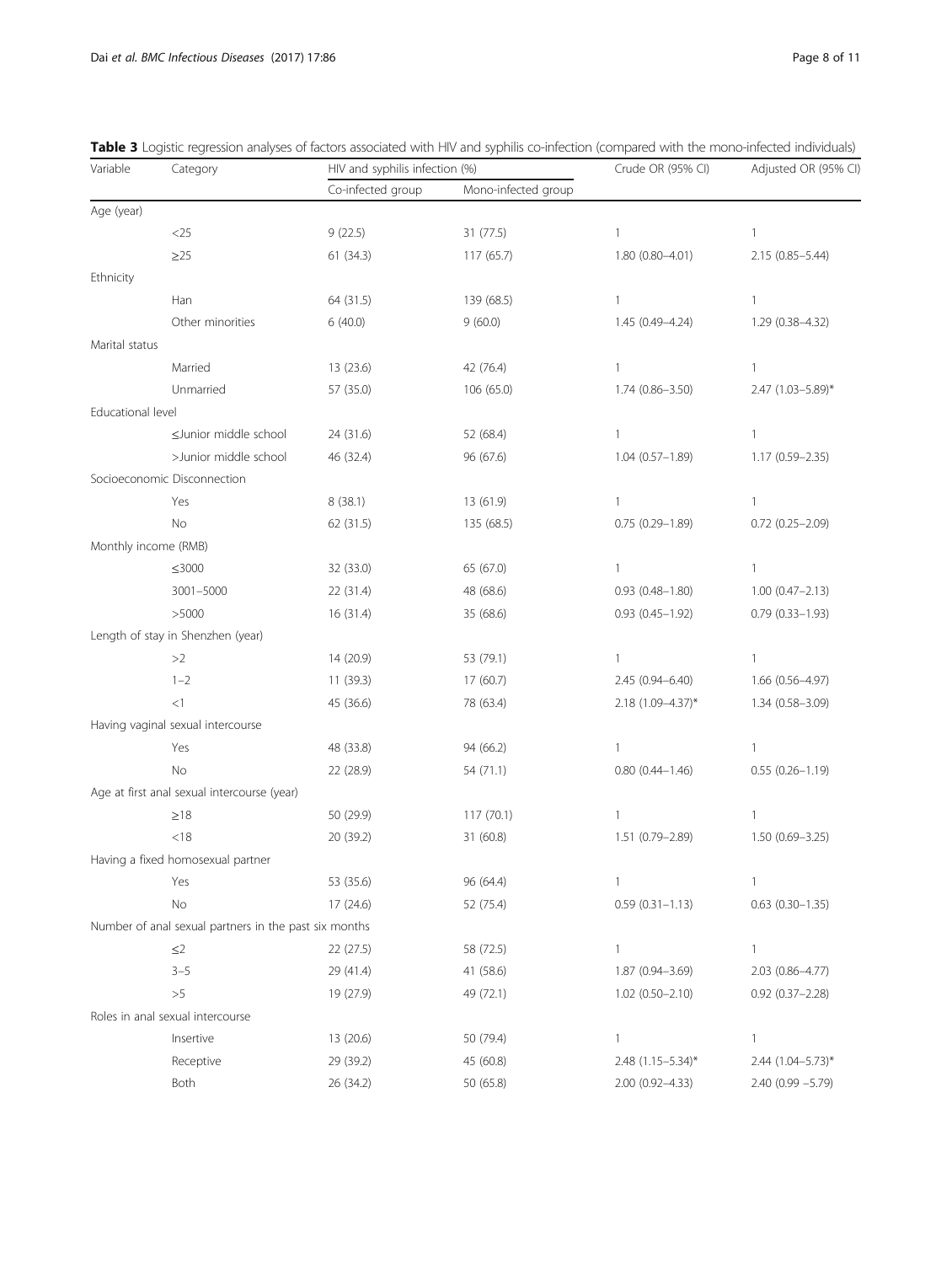**Table 3** Logistic regression analyses of factors associated with HIV and syphilis co-infection (compared with the mono-infected individuals)

| Variable | Category | HIV and syphilis infection (%) | | Crude OR (95% CI) | Adjusted OR (95% CI) |
|---|---|---|---|---|---|
| | | Co-infected group | Mono-infected group | | |
| Age (year) | | | | | |
| | <25 | 9 (22.5) | 31 (77.5) | 1 | 1 |
| | ≥25 | 61 (34.3) | 117 (65.7) | 1.80 (0.80–4.01) | 2.15 (0.85–5.44) |
| Ethnicity | | | | | |
| | Han | 64 (31.5) | 139 (68.5) | 1 | 1 |
| | Other minorities | 6 (40.0) | 9 (60.0) | 1.45 (0.49–4.24) | 1.29 (0.38–4.32) |
| Marital status | | | | | |
| | Married | 13 (23.6) | 42 (76.4) | 1 | 1 |
| | Unmarried | 57 (35.0) | 106 (65.0) | 1.74 (0.86–3.50) | 2.47 (1.03–5.89)* |
| Educational level | | | | | |
| | ≤Junior middle school | 24 (31.6) | 52 (68.4) | 1 | 1 |
| | >Junior middle school | 46 (32.4) | 96 (67.6) | 1.04 (0.57–1.89) | 1.17 (0.59–2.35) |
| Socioeconomic Disconnection | | | | | |
| | Yes | 8 (38.1) | 13 (61.9) | 1 | 1 |
| | No | 62 (31.5) | 135 (68.5) | 0.75 (0.29–1.89) | 0.72 (0.25–2.09) |
| Monthly income (RMB) | | | | | |
| | ≤3000 | 32 (33.0) | 65 (67.0) | 1 | 1 |
| | 3001–5000 | 22 (31.4) | 48 (68.6) | 0.93 (0.48–1.80) | 1.00 (0.47–2.13) |
| | >5000 | 16 (31.4) | 35 (68.6) | 0.93 (0.45–1.92) | 0.79 (0.33–1.93) |
| Length of stay in Shenzhen (year) | | | | | |
| | >2 | 14 (20.9) | 53 (79.1) | 1 | 1 |
| | 1–2 | 11 (39.3) | 17 (60.7) | 2.45 (0.94–6.40) | 1.66 (0.56–4.97) |
| | <1 | 45 (36.6) | 78 (63.4) | 2.18 (1.09–4.37)* | 1.34 (0.58–3.09) |
| Having vaginal sexual intercourse | | | | | |
| | Yes | 48 (33.8) | 94 (66.2) | 1 | 1 |
| | No | 22 (28.9) | 54 (71.1) | 0.80 (0.44–1.46) | 0.55 (0.26–1.19) |
| Age at first anal sexual intercourse (year) | | | | | |
| | ≥18 | 50 (29.9) | 117 (70.1) | 1 | 1 |
| | <18 | 20 (39.2) | 31 (60.8) | 1.51 (0.79–2.89) | 1.50 (0.69–3.25) |
| Having a fixed homosexual partner | | | | | |
| | Yes | 53 (35.6) | 96 (64.4) | 1 | 1 |
| | No | 17 (24.6) | 52 (75.4) | 0.59 (0.31–1.13) | 0.63 (0.30–1.35) |
| Number of anal sexual partners in the past six months | | | | | |
| | ≤2 | 22 (27.5) | 58 (72.5) | 1 | 1 |
| | 3–5 | 29 (41.4) | 41 (58.6) | 1.87 (0.94–3.69) | 2.03 (0.86–4.77) |
| | >5 | 19 (27.9) | 49 (72.1) | 1.02 (0.50–2.10) | 0.92 (0.37–2.28) |
| Roles in anal sexual intercourse | | | | | |
| | Insertive | 13 (20.6) | 50 (79.4) | 1 | 1 |
| | Receptive | 29 (39.2) | 45 (60.8) | 2.48 (1.15–5.34)* | 2.44 (1.04–5.73)* |
| | Both | 26 (34.2) | 50 (65.8) | 2.00 (0.92–4.33) | 2.40 (0.99 –5.79) |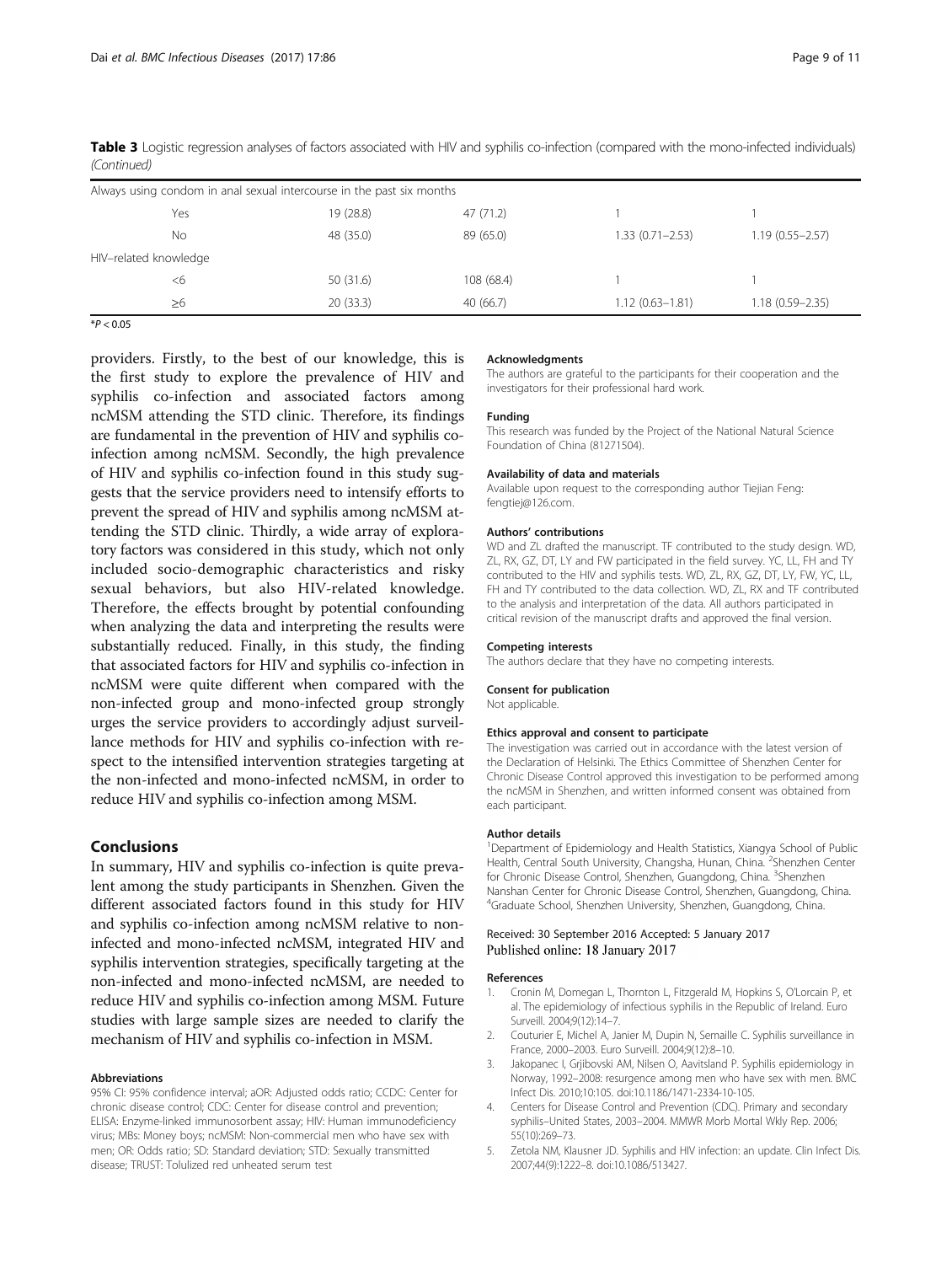**Table 3** Logistic regression analyses of factors associated with HIV and syphilis co-infection (compared with the mono-infected individuals) *(Continued)*

| | | | | |
|---|---|---|---|---|
| Always using condom in anal sexual intercourse in the past six months | | | | |
| Yes | 19 (28.8) | 47 (71.2) | 1 | 1 |
| No | 48 (35.0) | 89 (65.0) | 1.33 (0.71–2.53) | 1.19 (0.55–2.57) |
| HIV–related knowledge | | | | |
| <6 | 50 (31.6) | 108 (68.4) | 1 | 1 |
| ≥6 | 20 (33.3) | 40 (66.7) | 1.12 (0.63–1.81) | 1.18 (0.59–2.35) |

*$P < 0.05$

providers. Firstly, to the best of our knowledge, this is the first study to explore the prevalence of HIV and syphilis co-infection and associated factors among ncMSM attending the STD clinic. Therefore, its findings are fundamental in the prevention of HIV and syphilis co-infection among ncMSM. Secondly, the high prevalence of HIV and syphilis co-infection found in this study suggests that the service providers need to intensify efforts to prevent the spread of HIV and syphilis among ncMSM attending the STD clinic. Thirdly, a wide array of exploratory factors was considered in this study, which not only included socio-demographic characteristics and risky sexual behaviors, but also HIV-related knowledge. Therefore, the effects brought by potential confounding when analyzing the data and interpreting the results were substantially reduced. Finally, in this study, the finding that associated factors for HIV and syphilis co-infection in ncMSM were quite different when compared with the non-infected group and mono-infected group strongly urges the service providers to accordingly adjust surveillance methods for HIV and syphilis co-infection with respect to the intensified intervention strategies targeting at the non-infected and mono-infected ncMSM, in order to reduce HIV and syphilis co-infection among MSM.

## Conclusions

In summary, HIV and syphilis co-infection is quite prevalent among the study participants in Shenzhen. Given the different associated factors found in this study for HIV and syphilis co-infection among ncMSM relative to non-infected and mono-infected ncMSM, integrated HIV and syphilis intervention strategies, specifically targeting at the non-infected and mono-infected ncMSM, are needed to reduce HIV and syphilis co-infection among MSM. Future studies with large sample sizes are needed to clarify the mechanism of HIV and syphilis co-infection in MSM.

#### Abbreviations

95% CI: 95% confidence interval; aOR: Adjusted odds ratio; CCDC: Center for chronic disease control; CDC: Center for disease control and prevention; ELISA: Enzyme-linked immunosorbent assay; HIV: Human immunodeficiency virus; MBs: Money boys; ncMSM: Non-commercial men who have sex with men; OR: Odds ratio; SD: Standard deviation; STD: Sexually transmitted disease; TRUST: Tolulized red unheated serum test

#### Acknowledgments

The authors are grateful to the participants for their cooperation and the investigators for their professional hard work.

#### Funding

This research was funded by the Project of the National Natural Science Foundation of China (81271504).

#### Availability of data and materials

Available upon request to the corresponding author Tiejian Feng: fengtiej@126.com.

#### Authors' contributions

WD and ZL drafted the manuscript. TF contributed to the study design. WD, ZL, RX, GZ, DT, LY and FW participated in the field survey. YC, LL, FH and TY contributed to the HIV and syphilis tests. WD, ZL, RX, GZ, DT, LY, FW, YC, LL, FH and TY contributed to the data collection. WD, ZL, RX and TF contributed to the analysis and interpretation of the data. All authors participated in critical revision of the manuscript drafts and approved the final version.

#### Competing interests

The authors declare that they have no competing interests.

#### Consent for publication

Not applicable.

#### Ethics approval and consent to participate

The investigation was carried out in accordance with the latest version of the Declaration of Helsinki. The Ethics Committee of Shenzhen Center for Chronic Disease Control approved this investigation to be performed among the ncMSM in Shenzhen, and written informed consent was obtained from each participant.

#### Author details

[1]Department of Epidemiology and Health Statistics, Xiangya School of Public Health, Central South University, Changsha, Hunan, China. [2]Shenzhen Center for Chronic Disease Control, Shenzhen, Guangdong, China. [3]Shenzhen Nanshan Center for Chronic Disease Control, Shenzhen, Guangdong, China. [4]Graduate School, Shenzhen University, Shenzhen, Guangdong, China.

Received: 30 September 2016 Accepted: 5 January 2017
Published online: 18 January 2017

#### References

1. Cronin M, Domegan L, Thornton L, Fitzgerald M, Hopkins S, O'Lorcain P, et al. The epidemiology of infectious syphilis in the Republic of Ireland. Euro Surveill. 2004;9(12):14–7.
2. Couturier E, Michel A, Janier M, Dupin N, Semaille C. Syphilis surveillance in France, 2000–2003. Euro Surveill. 2004;9(12):8–10.
3. Jakopanec I, Grjibovski AM, Nilsen O, Aavitsland P. Syphilis epidemiology in Norway, 1992–2008: resurgence among men who have sex with men. BMC Infect Dis. 2010;10:105. doi:10.1186/1471-2334-10-105.
4. Centers for Disease Control and Prevention (CDC). Primary and secondary syphilis–United States, 2003–2004. MMWR Morb Mortal Wkly Rep. 2006; 55(10):269–73.
5. Zetola NM, Klausner JD. Syphilis and HIV infection: an update. Clin Infect Dis. 2007;44(9):1222–8. doi:10.1086/513427.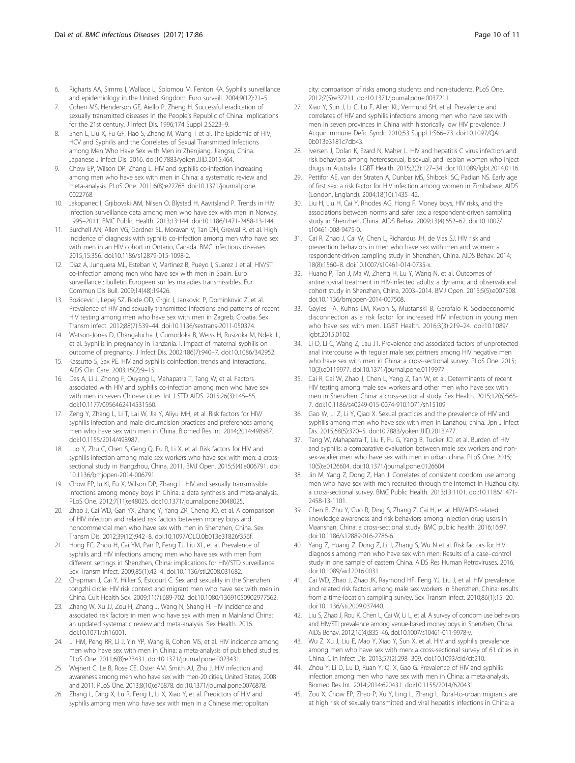6. Righarts AA, Simms I, Wallace L, Solomou M, Fenton KA. Syphilis surveillance and epidemiology in the United Kingdom. Euro surveill. 2004;9(12):21–5.
7. Cohen MS, Henderson GE, Aiello P, Zheng H. Successful eradication of sexually transmitted diseases in the People's Republic of China: implications for the 21st century. J Infect Dis. 1996;174 Suppl 2:S223–9.
8. Shen L, Liu X, Fu GF, Hao S, Zhang M, Wang T et al. The Epidemic of HIV, HCV and Syphilis and the Correlates of Sexual Transmitted Infections among Men Who Have Sex with Men in Zhenjiang, Jiangsu, China. Japanese J Infect Dis. 2016. doi:10.7883/yoken.JJID.2015.464.
9. Chow EP, Wilson DP, Zhang L. HIV and syphilis co-infection increasing among men who have sex with men in China: a systematic review and meta-analysis. PLoS One. 2011;6(8):e22768. doi:10.1371/journal.pone.0022768.
10. Jakopanec I, Grjibovski AM, Nilsen O, Blystad H, Aavitsland P. Trends in HIV infection surveillance data among men who have sex with men in Norway, 1995–2011. BMC Public Health. 2013;13:144. doi:10.1186/1471-2458-13-144.
11. Burchell AN, Allen VG, Gardner SL, Moravan V, Tan DH, Grewal R, et al. High incidence of diagnosis with syphilis co-infection among men who have sex with men in an HIV cohort in Ontario, Canada. BMC infectious diseases. 2015;15:356. doi:10.1186/s12879-015-1098-2.
12. Diaz A, Junquera ML, Esteban V, Martinez B, Pueyo I, Suarez J et al. HIV/STI co-infection among men who have sex with men in Spain. Euro surveillance : bulletin Europeen sur les maladies transmissibles. Eur Commun Dis Bull. 2009;14(48):19426.
13. Bozicevic I, Lepej SZ, Rode OD, Grgic I, Jankovic P, Dominkovic Z, et al. Prevalence of HIV and sexually transmitted infections and patterns of recent HIV testing among men who have sex with men in Zagreb, Croatia. Sex Transm Infect. 2012;88(7):539–44. doi:10.1136/sextrans-2011-050374.
14. Watson-Jones D, Changalucha J, Gumodoka B, Weiss H, Rusizoka M, Ndeki L, et al. Syphilis in pregnancy in Tanzania. I. Impact of maternal syphilis on outcome of pregnancy. J Infect Dis. 2002;186(7):940–7. doi:10.1086/342952.
15. Kassutto S, Sax PE. HIV and syphilis coinfection: trends and interactions. AIDS Clin Care. 2003;15(2):9–15.
16. Das A, Li J, Zhong F, Ouyang L, Mahapatra T, Tang W, et al. Factors associated with HIV and syphilis co-infection among men who have sex with men in seven Chinese cities. Int J STD AIDS. 2015;26(3):145–55. doi:10.1177/0956462414531560.
17. Zeng Y, Zhang L, Li T, Lai W, Jia Y, Aliyu MH, et al. Risk factors for HIV/syphilis infection and male circumcision practices and preferences among men who have sex with men in China. Biomed Res Int. 2014;2014:498987. doi:10.1155/2014/498987.
18. Luo Y, Zhu C, Chen S, Geng Q, Fu R, Li X, et al. Risk factors for HIV and syphilis infection among male sex workers who have sex with men: a cross-sectional study in Hangzhou, China, 2011. BMJ Open. 2015;5(4):e006791. doi:10.1136/bmjopen-2014-006791.
19. Chow EP, Iu KI, Fu X, Wilson DP, Zhang L. HIV and sexually transmissible infections among money boys in China: a data synthesis and meta-analysis. PLoS One. 2012;7(11):e48025. doi:10.1371/journal.pone.0048025.
20. Zhao J, Cai WD, Gan YX, Zhang Y, Yang ZR, Cheng JQ, et al. A comparison of HIV infection and related risk factors between money boys and noncommercial men who have sex with men in Shenzhen, China. Sex Transm Dis. 2012;39(12):942–8. doi:10.1097/OLQ.0b013e31826f356f.
21. Hong FC, Zhou H, Cai YM, Pan P, Feng TJ, Liu XL, et al. Prevalence of syphilis and HIV infections among men who have sex with men from different settings in Shenzhen, China: implications for HIV/STD surveillance. Sex Transm Infect. 2009;85(1):42–4. doi:10.1136/sti.2008.031682.
22. Chapman J, Cai Y, Hillier S, Estcourt C. Sex and sexuality in the Shenzhen tongzhi circle: HIV risk context and migrant men who have sex with men in China. Cult Health Sex. 2009;11(7):689-702. doi:10.1080/13691050902977562.
23. Zhang W, Xu JJ, Zou H, Zhang J, Wang N, Shang H. HIV incidence and associated risk factors in men who have sex with men in Mainland China: an updated systematic review and meta-analysis. Sex Health. 2016. doi:10.1071/sh16001.
24. Li HM, Peng RR, Li J, Yin YP, Wang B, Cohen MS, et al. HIV incidence among men who have sex with men in China: a meta-analysis of published studies. PLoS One. 2011;6(8):e23431. doi:10.1371/journal.pone.0023431.
25. Wejnert C, Le B, Rose CE, Oster AM, Smith AJ, Zhu J. HIV infection and awareness among men who have sex with men-20 cities, United States, 2008 and 2011. PLoS One. 2013;8(10):e76878. doi:10.1371/journal.pone.0076878.
26. Zhang L, Ding X, Lu R, Feng L, Li X, Xiao Y, et al. Predictors of HIV and syphilis among men who have sex with men in a Chinese metropolitan city: comparison of risks among students and non-students. PLoS One. 2012;7(5):e37211. doi:10.1371/journal.pone.0037211.
27. Xiao Y, Sun J, Li C, Lu F, Allen KL, Vermund SH, et al. Prevalence and correlates of HIV and syphilis infections among men who have sex with men in seven provinces in China with historically low HIV prevalence. J Acquir Immune Defic Syndr. 2010;53 Suppl 1:S66–73. doi:10.1097/QAI.0b013e3181c7db43.
28. Iversen J, Dolan K, Ezard N, Maher L. HIV and hepatitis C virus infection and risk behaviors among heterosexual, bisexual, and lesbian women who inject drugs in Australia. LGBT Health. 2015;2(2):127–34. doi:10.1089/lgbt.2014.0116.
29. Pettifor AE, van der Straten A, Dunbar MS, Shiboski SC, Padian NS. Early age of first sex: a risk factor for HIV infection among women in Zimbabwe. AIDS (London, England). 2004;18(10):1435–42.
30. Liu H, Liu H, Cai Y, Rhodes AG, Hong F. Money boys, HIV risks, and the associations between norms and safer sex: a respondent-driven sampling study in Shenzhen, China. AIDS Behav. 2009;13(4):652–62. doi:10.1007/s10461-008-9475-0.
31. Cai R, Zhao J, Cai W, Chen L, Richardus JH, de Vlas SJ. HIV risk and prevention behaviors in men who have sex with men and women: a respondent-driven sampling study in Shenzhen, China. AIDS Behav. 2014;18(8):1560–8. doi:10.1007/s10461-014-0735-x.
32. Huang P, Tan J, Ma W, Zheng H, Lu Y, Wang N, et al. Outcomes of antiretroviral treatment in HIV-infected adults: a dynamic and observational cohort study in Shenzhen, China, 2003–2014. BMJ Open. 2015;5(5):e007508. doi:10.1136/bmjopen-2014-007508.
33. Gayles TA, Kuhns LM, Kwon S, Mustanski B, Garofalo R. Socioeconomic disconnection as a risk factor for increased HIV infection in young men who have sex with men. LGBT Health. 2016;3(3):219–24. doi:10.1089/lgbt.2015.0102.
34. Li D, Li C, Wang Z, Lau JT. Prevalence and associated factors of unprotected anal intercourse with regular male sex partners among HIV negative men who have sex with men in China: a cross-sectional survey. PLoS One. 2015;10(3):e0119977. doi:10.1371/journal.pone.0119977.
35. Cai R, Cai W, Zhao J, Chen L, Yang Z, Tan W, et al. Determinants of recent HIV testing among male sex workers and other men who have sex with men in Shenzhen, China: a cross-sectional study. Sex Health. 2015;12(6):565-7. doi:10.1186/s40249-015-0074-910.1071/sh15109.
36. Gao W, Li Z, Li Y, Qiao X. Sexual practices and the prevalence of HIV and syphilis among men who have sex with men in Lanzhou, china. Jpn J Infect Dis. 2015;68(5):370–5. doi:10.7883/yoken.JJID.2013.477.
37. Tang W, Mahapatra T, Liu F, Fu G, Yang B, Tucker JD, et al. Burden of HIV and syphilis: a comparative evaluation between male sex workers and non-sex-worker men who have sex with men in urban china. PLoS One. 2015;10(5):e0126604. doi:10.1371/journal.pone.0126604.
38. Jin M, Yang Z, Dong Z, Han J. Correlates of consistent condom use among men who have sex with men recruited through the Internet in Huzhou city: a cross-sectional survey. BMC Public Health. 2013;13:1101. doi:10.1186/1471-2458-13-1101.
39. Chen B, Zhu Y, Guo R, Ding S, Zhang Z, Cai H, et al. HIV/AIDS-related knowledge awareness and risk behaviors among injection drug users in Maanshan, China: a cross-sectional study. BMC public health. 2016;16:97. doi:10.1186/s12889-016-2786-6.
40. Yang Z, Huang Z, Dong Z, Li J, Zhang S, Wu N et al. Risk factors for HIV diagnosis among men who have sex with men: Results of a case–control study in one sample of eastern China. AIDS Res Human Retroviruses. 2016. doi:10.1089/aid.2016.0031.
41. Cai WD, Zhao J, Zhao JK, Raymond HF, Feng YJ, Liu J, et al. HIV prevalence and related risk factors among male sex workers in Shenzhen, China: results from a time-location sampling survey. Sex Transm Infect. 2010;86(1):15–20. doi:10.1136/sti.2009.037440.
42. Liu S, Zhao J, Rou K, Chen L, Cai W, Li L, et al. A survey of condom use behaviors and HIV/STI prevalence among venue-based money boys in Shenzhen, China. AIDS Behav. 2012;16(4):835–46. doi:10.1007/s10461-011-9978-y.
43. Wu Z, Xu J, Liu E, Mao Y, Xiao Y, Sun X, et al. HIV and syphilis prevalence among men who have sex with men: a cross-sectional survey of 61 cities in China. Clin Infect Dis. 2013;57(2):298–309. doi:10.1093/cid/cit210.
44. Zhou Y, Li D, Lu D, Ruan Y, Qi X, Gao G. Prevalence of HIV and syphilis infection among men who have sex with men in China: a meta-analysis. Biomed Res Int. 2014;2014:620431. doi:10.1155/2014/620431.
45. Zou X, Chow EP, Zhao P, Xu Y, Ling L, Zhang L. Rural-to-urban migrants are at high risk of sexually transmitted and viral hepatitis infections in China: a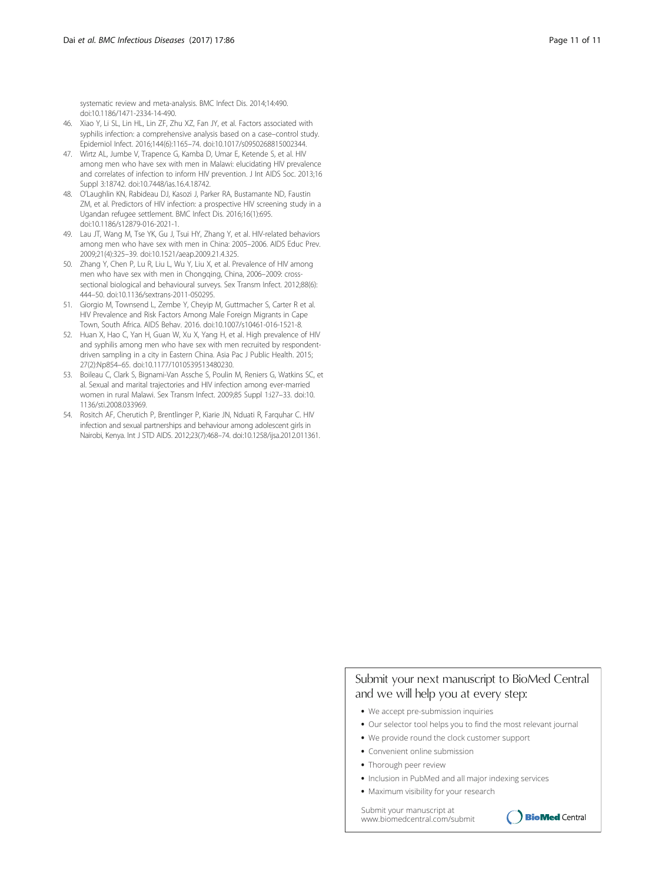systematic review and meta-analysis. BMC Infect Dis. 2014;14:490. doi:10.1186/1471-2334-14-490.

46. Xiao Y, Li SL, Lin HL, Lin ZF, Zhu XZ, Fan JY, et al. Factors associated with syphilis infection: a comprehensive analysis based on a case–control study. Epidemiol Infect. 2016;144(6):1165–74. doi:10.1017/s0950268815002344.
47. Wirtz AL, Jumbe V, Trapence G, Kamba D, Umar E, Ketende S, et al. HIV among men who have sex with men in Malawi: elucidating HIV prevalence and correlates of infection to inform HIV prevention. J Int AIDS Soc. 2013;16 Suppl 3:18742. doi:10.7448/ias.16.4.18742.
48. O'Laughlin KN, Rabideau DJ, Kasozi J, Parker RA, Bustamante ND, Faustin ZM, et al. Predictors of HIV infection: a prospective HIV screening study in a Ugandan refugee settlement. BMC Infect Dis. 2016;16(1):695. doi:10.1186/s12879-016-2021-1.
49. Lau JT, Wang M, Tse YK, Gu J, Tsui HY, Zhang Y, et al. HIV-related behaviors among men who have sex with men in China: 2005–2006. AIDS Educ Prev. 2009;21(4):325–39. doi:10.1521/aeap.2009.21.4.325.
50. Zhang Y, Chen P, Lu R, Liu L, Wu Y, Liu X, et al. Prevalence of HIV among men who have sex with men in Chongqing, China, 2006–2009: cross-sectional biological and behavioural surveys. Sex Transm Infect. 2012;88(6):444–50. doi:10.1136/sextrans-2011-050295.
51. Giorgio M, Townsend L, Zembe Y, Cheyip M, Guttmacher S, Carter R et al. HIV Prevalence and Risk Factors Among Male Foreign Migrants in Cape Town, South Africa. AIDS Behav. 2016. doi:10.1007/s10461-016-1521-8.
52. Huan X, Hao C, Yan H, Guan W, Xu X, Yang H, et al. High prevalence of HIV and syphilis among men who have sex with men recruited by respondent-driven sampling in a city in Eastern China. Asia Pac J Public Health. 2015; 27(2):Np854–65. doi:10.1177/1010539513480230.
53. Boileau C, Clark S, Bignami-Van Assche S, Poulin M, Reniers G, Watkins SC, et al. Sexual and marital trajectories and HIV infection among ever-married women in rural Malawi. Sex Transm Infect. 2009;85 Suppl 1:i27–33. doi:10.1136/sti.2008.033969.
54. Rositch AF, Cherutich P, Brentlinger P, Kiarie JN, Nduati R, Farquhar C. HIV infection and sexual partnerships and behaviour among adolescent girls in Nairobi, Kenya. Int J STD AIDS. 2012;23(7):468–74. doi:10.1258/ijsa.2012.011361.

Submit your next manuscript to BioMed Central and we will help you at every step:

- We accept pre-submission inquiries
- Our selector tool helps you to find the most relevant journal
- We provide round the clock customer support
- Convenient online submission
- Thorough peer review
- Inclusion in PubMed and all major indexing services
- Maximum visibility for your research

Submit your manuscript at www.biomedcentral.com/submit

BioMed Central